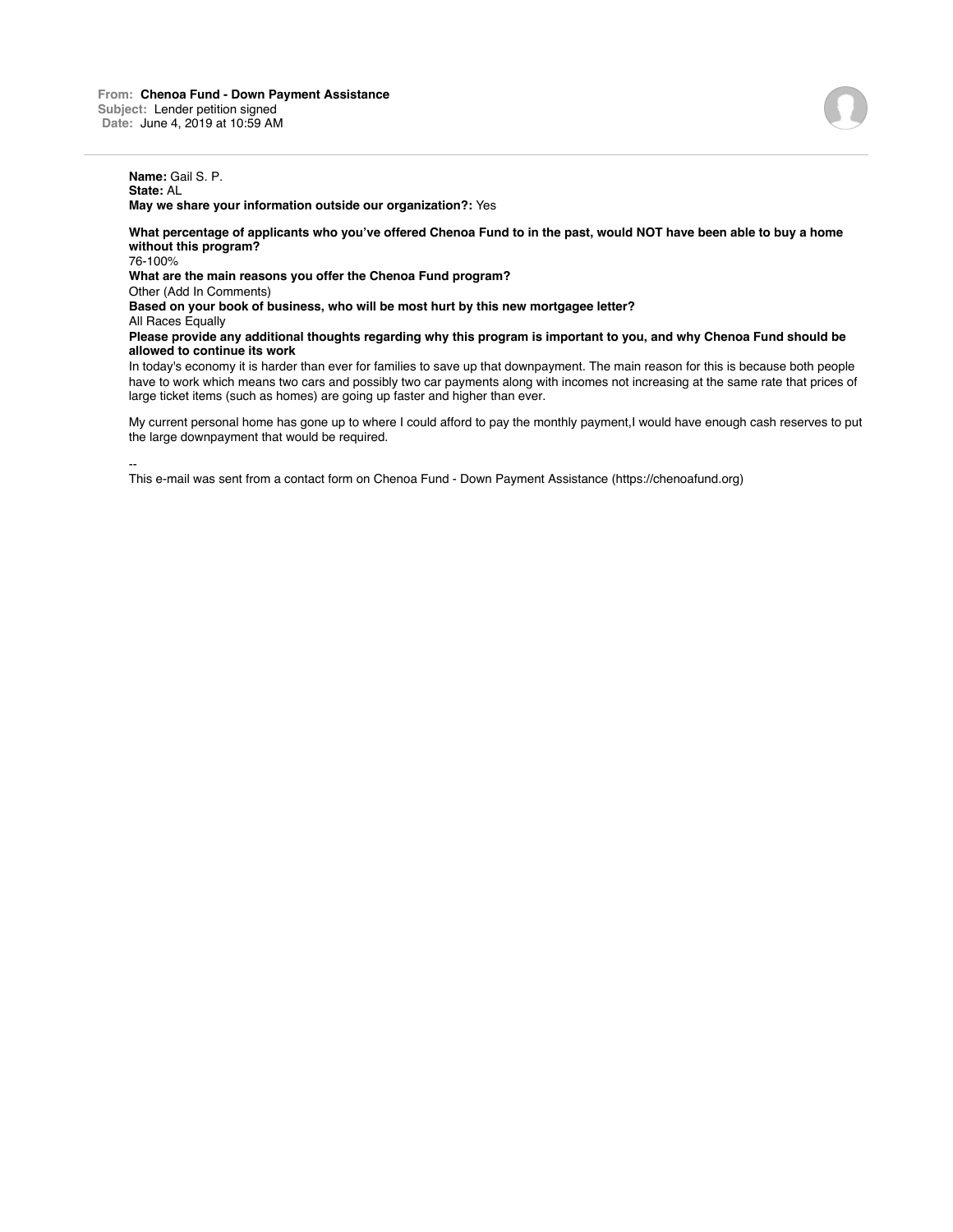**From:** Chenoa Fund - Down Payment Assistance
**Subject:** Lender petition signed
**Date:** June 4, 2019 at 10:59 AM

**Name:** Gail S. P.
**State:** AL
**May we share your information outside our organization?:** Yes

**What percentage of applicants who you've offered Chenoa Fund to in the past, would NOT have been able to buy a home without this program?**
76-100%
**What are the main reasons you offer the Chenoa Fund program?**
Other (Add In Comments)
**Based on your book of business, who will be most hurt by this new mortgagee letter?**
All Races Equally
**Please provide any additional thoughts regarding why this program is important to you, and why Chenoa Fund should be allowed to continue its work**
In today's economy it is harder than ever for families to save up that downpayment. The main reason for this is because both people have to work which means two cars and possibly two car payments along with incomes not increasing at the same rate that prices of large ticket items (such as homes) are going up faster and higher than ever.

My current personal home has gone up to where I could afford to pay the monthly payment,I would have enough cash reserves to put the large downpayment that would be required.

--
This e-mail was sent from a contact form on Chenoa Fund - Down Payment Assistance (https://chenoafund.org)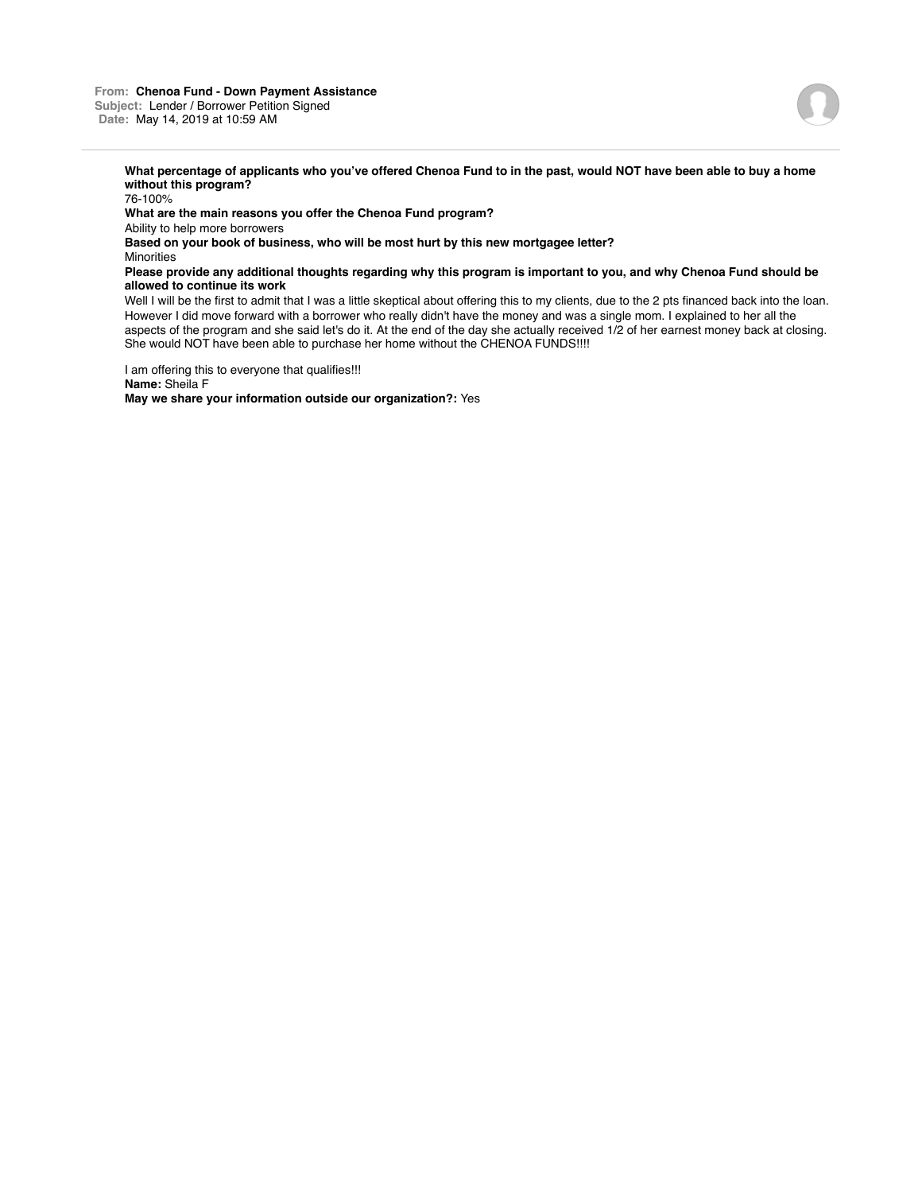**From:** **Chenoa Fund - Down Payment Assistance**
**Subject:** Lender / Borrower Petition Signed
**Date:** May 14, 2019 at 10:59 AM

---

**What percentage of applicants who you've offered Chenoa Fund to in the past, would NOT have been able to buy a home without this program?**
76-100%
**What are the main reasons you offer the Chenoa Fund program?**
Ability to help more borrowers
**Based on your book of business, who will be most hurt by this new mortgagee letter?**
Minorities
**Please provide any additional thoughts regarding why this program is important to you, and why Chenoa Fund should be allowed to continue its work**
Well I will be the first to admit that I was a little skeptical about offering this to my clients, due to the 2 pts financed back into the loan. However I did move forward with a borrower who really didn't have the money and was a single mom. I explained to her all the aspects of the program and she said let's do it. At the end of the day she actually received 1/2 of her earnest money back at closing. She would NOT have been able to purchase her home without the CHENOA FUNDS!!!!

I am offering this to everyone that qualifies!!!
**Name:** Sheila F
**May we share your information outside our organization?:** Yes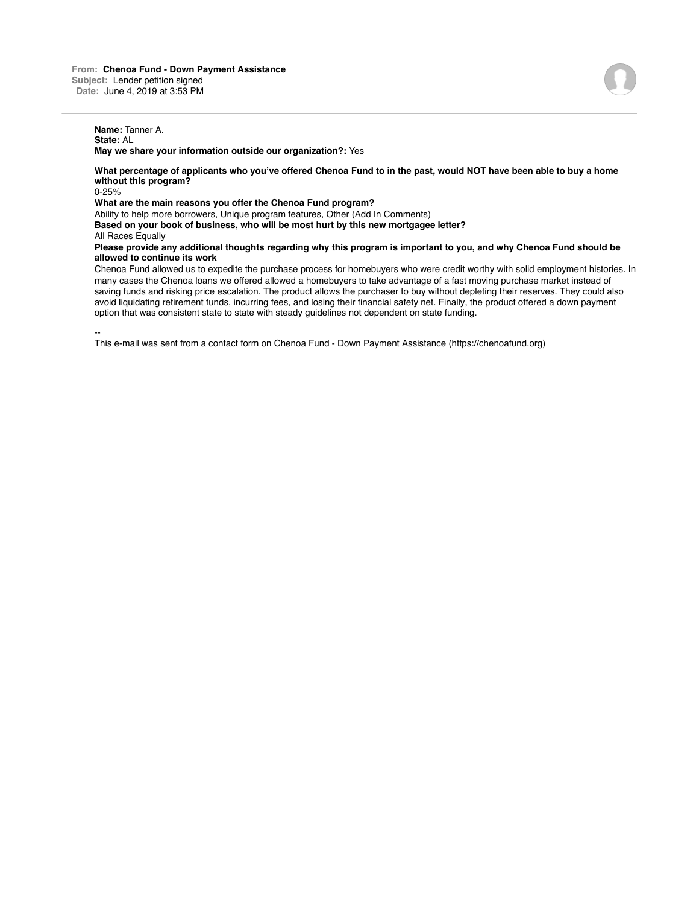**From:** **Chenoa Fund - Down Payment Assistance**
**Subject:** Lender petition signed
**Date:** June 4, 2019 at 3:53 PM

**Name:** Tanner A.
**State:** AL
**May we share your information outside our organization?:** Yes

**What percentage of applicants who you've offered Chenoa Fund to in the past, would NOT have been able to buy a home without this program?**
0-25%

**What are the main reasons you offer the Chenoa Fund program?**
Ability to help more borrowers, Unique program features, Other (Add In Comments)

**Based on your book of business, who will be most hurt by this new mortgagee letter?**
All Races Equally

**Please provide any additional thoughts regarding why this program is important to you, and why Chenoa Fund should be allowed to continue its work**
Chenoa Fund allowed us to expedite the purchase process for homebuyers who were credit worthy with solid employment histories. In many cases the Chenoa loans we offered allowed a homebuyers to take advantage of a fast moving purchase market instead of saving funds and risking price escalation. The product allows the purchaser to buy without depleting their reserves. They could also avoid liquidating retirement funds, incurring fees, and losing their financial safety net. Finally, the product offered a down payment option that was consistent state to state with steady guidelines not dependent on state funding.

--
This e-mail was sent from a contact form on Chenoa Fund - Down Payment Assistance (https://chenoafund.org)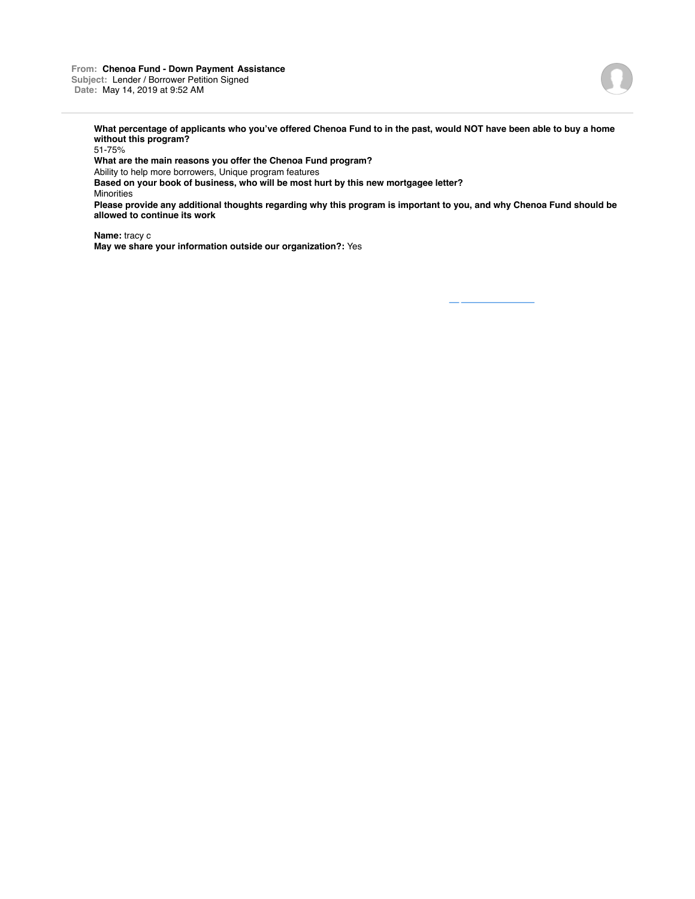**From:** Chenoa Fund - Down Payment Assistance
**Subject:** Lender / Borrower Petition Signed
**Date:** May 14, 2019 at 9:52 AM

**What percentage of applicants who you've offered Chenoa Fund to in the past, would NOT have been able to buy a home without this program?**
51-75%
**What are the main reasons you offer the Chenoa Fund program?**
Ability to help more borrowers, Unique program features
**Based on your book of business, who will be most hurt by this new mortgagee letter?**
Minorities
**Please provide any additional thoughts regarding why this program is important to you, and why Chenoa Fund should be allowed to continue its work**

**Name:** tracy c
**May we share your information outside our organization?:** Yes